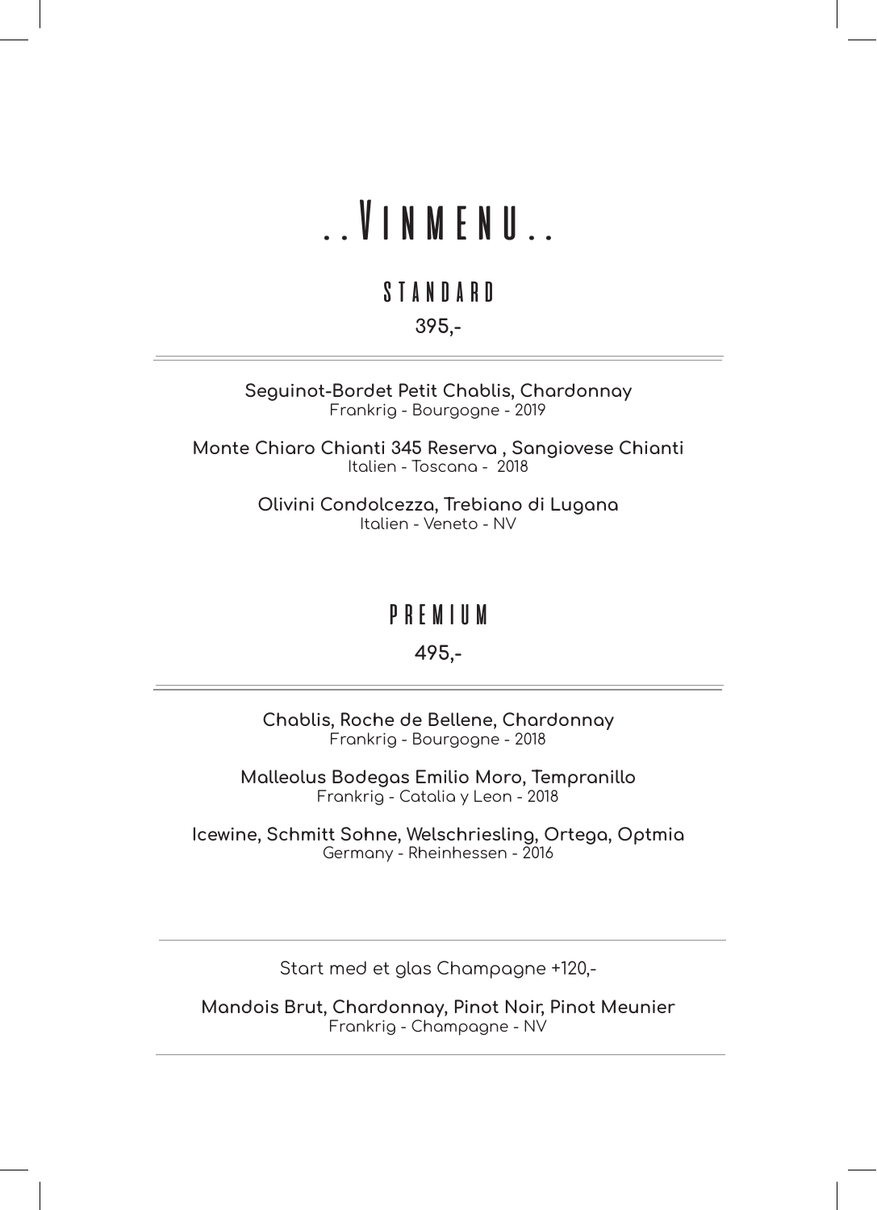# ..Vinmenu..

## STANDARD

**395,-**

---

**Seguinot-Bordet Petit Chablis, Chardonnay**
Frankrig - Bourgogne - 2019

**Monte Chiaro Chianti 345 Reserva , Sangiovese Chianti**
Italien - Toscana - 2018

**Olivini Condolcezza, Trebiano di Lugana**
Italien - Veneto - NV

## PREMIUM

**495,-**

---

**Chablis, Roche de Bellene, Chardonnay**
Frankrig - Bourgogne - 2018

**Malleolus Bodegas Emilio Moro, Tempranillo**
Frankrig - Catalia y Leon - 2018

**Icewine, Schmitt Sohne, Welschriesling, Ortega, Optmia**
Germany - Rheinhessen - 2016

---

Start med et glas Champagne +120,-

**Mandois Brut, Chardonnay, Pinot Noir, Pinot Meunier**
Frankrig - Champagne - NV

---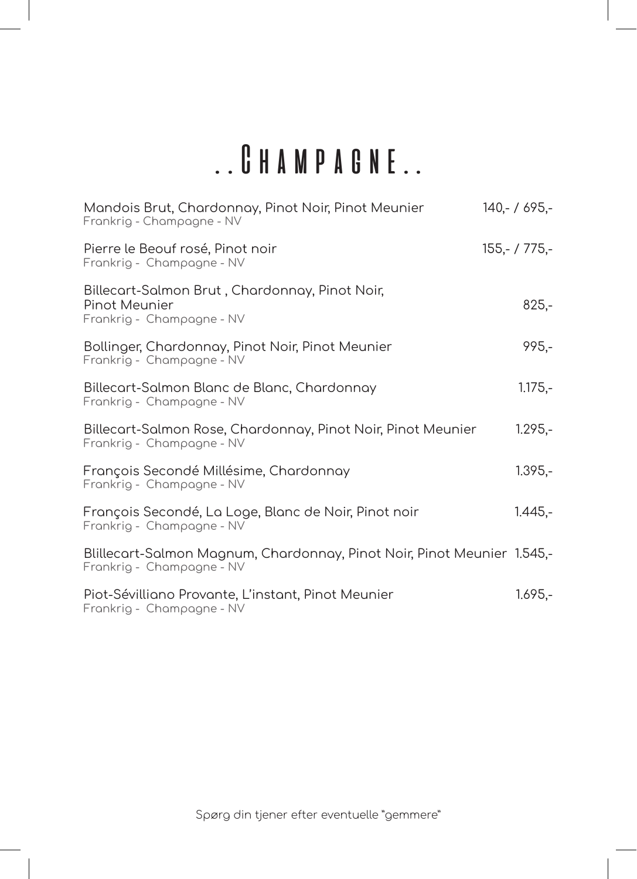# ..Champagne..

Mandois Brut, Chardonnay, Pinot Noir, Pinot Meunier — 140,- / 695,-
Frankrig - Champagne - NV

Pierre le Beouf rosé, Pinot noir — 155,- / 775,-
Frankrig - Champagne - NV

Billecart-Salmon Brut , Chardonnay, Pinot Noir, Pinot Meunier — 825,-
Frankrig - Champagne - NV

Bollinger, Chardonnay, Pinot Noir, Pinot Meunier — 995,-
Frankrig - Champagne - NV

Billecart-Salmon Blanc de Blanc, Chardonnay — 1.175,-
Frankrig - Champagne - NV

Billecart-Salmon Rose, Chardonnay, Pinot Noir, Pinot Meunier — 1.295,-
Frankrig - Champagne - NV

François Secondé Millésime, Chardonnay — 1.395,-
Frankrig - Champagne - NV

François Secondé, La Loge, Blanc de Noir, Pinot noir — 1.445,-
Frankrig - Champagne - NV

Blillecart-Salmon Magnum, Chardonnay, Pinot Noir, Pinot Meunier — 1.545,-
Frankrig - Champagne - NV

Piot-Sévilliano Provante, L'instant, Pinot Meunier — 1.695,-
Frankrig - Champagne - NV

Spørg din tjener efter eventuelle "gemmere"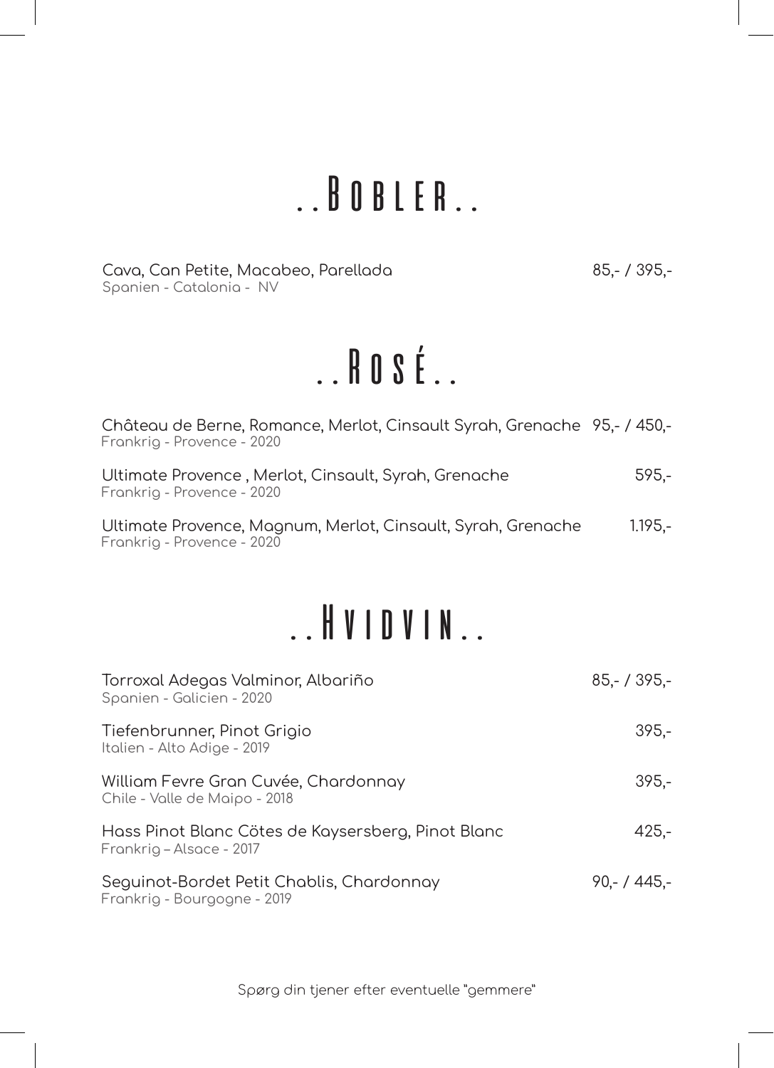# ..Bobler..

**Cava, Can Petite, Macabeo, Parellada** — 85,- / 395,-
Spanien - Catalonia - NV

# ..Rosé..

**Château de Berne, Romance, Merlot, Cinsault Syrah, Grenache** — 95,- / 450,-
Frankrig - Provence - 2020

**Ultimate Provence , Merlot, Cinsault, Syrah, Grenache** — 595,-
Frankrig - Provence - 2020

**Ultimate Provence, Magnum, Merlot, Cinsault, Syrah, Grenache** — 1.195,-
Frankrig - Provence - 2020

# ..Hvidvin..

**Torroxal Adegas Valminor, Albariño** — 85,- / 395,-
Spanien - Galicien - 2020

**Tiefenbrunner, Pinot Grigio** — 395,-
Italien - Alto Adige - 2019

**William Fevre Gran Cuvée, Chardonnay** — 395,-
Chile - Valle de Maipo - 2018

**Hass Pinot Blanc Cötes de Kaysersberg, Pinot Blanc** — 425,-
Frankrig – Alsace - 2017

**Seguinot-Bordet Petit Chablis, Chardonnay** — 90,- / 445,-
Frankrig - Bourgogne - 2019

Spørg din tjener efter eventuelle "gemmere"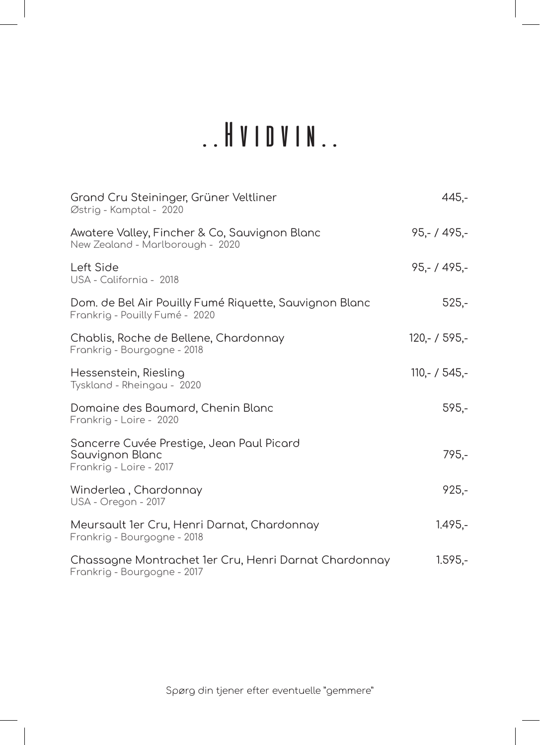# ..Hvidvin..

| Vin | Pris |
| --- | --- |
| Grand Cru Steininger, Grüner Veltliner<br>Østrig - Kamptal - 2020 | 445,- |
| Awatere Valley, Fincher & Co, Sauvignon Blanc<br>New Zealand - Marlborough - 2020 | 95,- / 495,- |
| Left Side<br>USA - California - 2018 | 95,- / 495,- |
| Dom. de Bel Air Pouilly Fumé Riquette, Sauvignon Blanc<br>Frankrig - Pouilly Fumé - 2020 | 525,- |
| Chablis, Roche de Bellene, Chardonnay<br>Frankrig - Bourgogne - 2018 | 120,- / 595,- |
| Hessenstein, Riesling<br>Tyskland - Rheingau - 2020 | 110,- / 545,- |
| Domaine des Baumard, Chenin Blanc<br>Frankrig - Loire - 2020 | 595,- |
| Sancerre Cuvée Prestige, Jean Paul Picard<br>Sauvignon Blanc<br>Frankrig - Loire - 2017 | 795,- |
| Winderlea , Chardonnay<br>USA - Oregon - 2017 | 925,- |
| Meursault 1er Cru, Henri Darnat, Chardonnay<br>Frankrig - Bourgogne - 2018 | 1.495,- |
| Chassagne Montrachet 1er Cru, Henri Darnat Chardonnay<br>Frankrig - Bourgogne - 2017 | 1.595,- |

Spørg din tjener efter eventuelle "gemmere"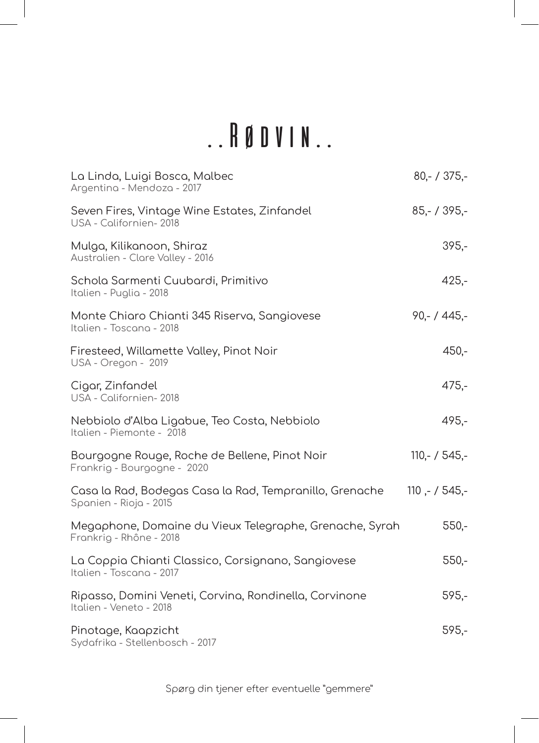# ..Rødvin..

| | |
|---|---|
| La Linda, Luigi Bosca, Malbec<br>Argentina - Mendoza - 2017 | 80,- / 375,- |
| Seven Fires, Vintage Wine Estates, Zinfandel<br>USA - Californien- 2018 | 85,- / 395,- |
| Mulga, Kilikanoon, Shiraz<br>Australien - Clare Valley - 2016 | 395,- |
| Schola Sarmenti Cuubardi, Primitivo<br>Italien - Puglia - 2018 | 425,- |
| Monte Chiaro Chianti 345 Riserva, Sangiovese<br>Italien - Toscana - 2018 | 90,- / 445,- |
| Firesteed, Willamette Valley, Pinot Noir<br>USA - Oregon - 2019 | 450,- |
| Cigar, Zinfandel<br>USA - Californien- 2018 | 475,- |
| Nebbiolo d'Alba Ligabue, Teo Costa, Nebbiolo<br>Italien - Piemonte - 2018 | 495,- |
| Bourgogne Rouge, Roche de Bellene, Pinot Noir<br>Frankrig - Bourgogne - 2020 | 110,- / 545,- |
| Casa la Rad, Bodegas Casa la Rad, Tempranillo, Grenache<br>Spanien - Rioja - 2015 | 110 ,- / 545,- |
| Megaphone, Domaine du Vieux Telegraphe, Grenache, Syrah<br>Frankrig - Rhône - 2018 | 550,- |
| La Coppia Chianti Classico, Corsignano, Sangiovese<br>Italien - Toscana - 2017 | 550,- |
| Ripasso, Domini Veneti, Corvina, Rondinella, Corvinone<br>Italien - Veneto - 2018 | 595,- |
| Pinotage, Kaapzicht<br>Sydafrika - Stellenbosch - 2017 | 595,- |

Spørg din tjener efter eventuelle "gemmere"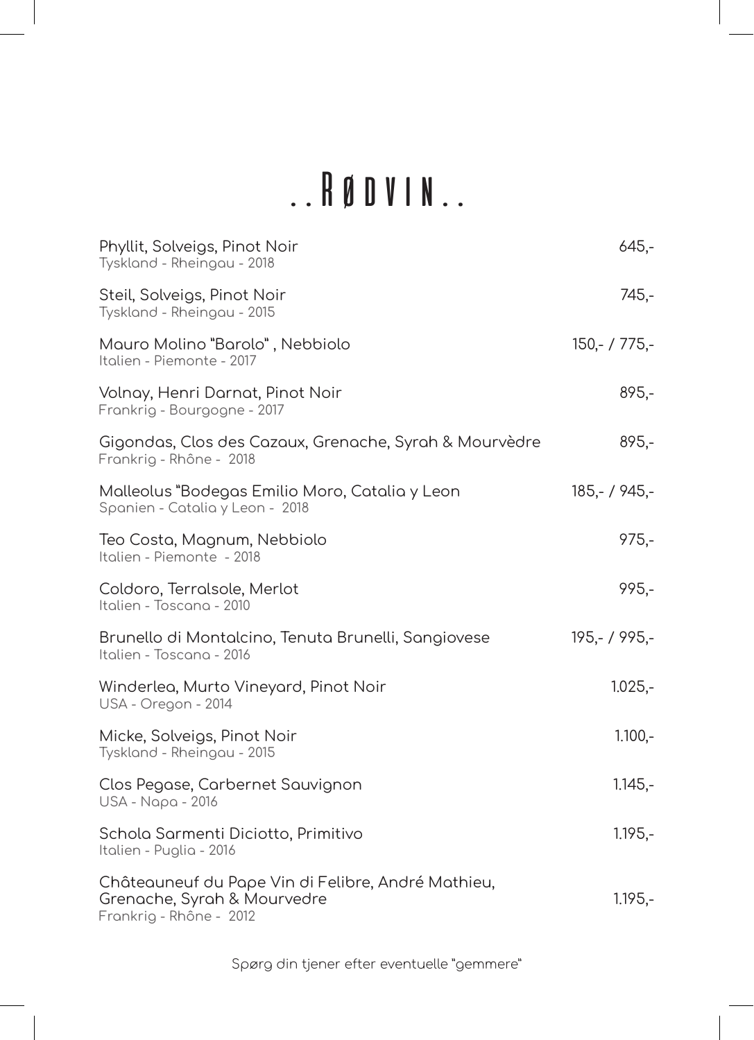# ..Rødvin..

| Vin | Pris |
|---|---|
| Phyllit, Solveigs, Pinot Noir<br>Tyskland - Rheingau - 2018 | 645,- |
| Steil, Solveigs, Pinot Noir<br>Tyskland - Rheingau - 2015 | 745,- |
| Mauro Molino "Barolo" , Nebbiolo<br>Italien - Piemonte - 2017 | 150,- / 775,- |
| Volnay, Henri Darnat, Pinot Noir<br>Frankrig - Bourgogne - 2017 | 895,- |
| Gigondas, Clos des Cazaux, Grenache, Syrah & Mourvèdre<br>Frankrig - Rhône - 2018 | 895,- |
| Malleolus "Bodegas Emilio Moro, Catalia y Leon<br>Spanien - Catalia y Leon - 2018 | 185,- / 945,- |
| Teo Costa, Magnum, Nebbiolo<br>Italien - Piemonte - 2018 | 975,- |
| Coldoro, Terralsole, Merlot<br>Italien - Toscana - 2010 | 995,- |
| Brunello di Montalcino, Tenuta Brunelli, Sangiovese<br>Italien - Toscana - 2016 | 195,- / 995,- |
| Winderlea, Murto Vineyard, Pinot Noir<br>USA - Oregon - 2014 | 1.025,- |
| Micke, Solveigs, Pinot Noir<br>Tyskland - Rheingau - 2015 | 1.100,- |
| Clos Pegase, Carbernet Sauvignon<br>USA - Napa - 2016 | 1.145,- |
| Schola Sarmenti Diciotto, Primitivo<br>Italien - Puglia - 2016 | 1.195,- |
| Châteauneuf du Pape Vin di Felibre, André Mathieu, Grenache, Syrah & Mourvedre<br>Frankrig - Rhône - 2012 | 1.195,- |

Spørg din tjener efter eventuelle "gemmere"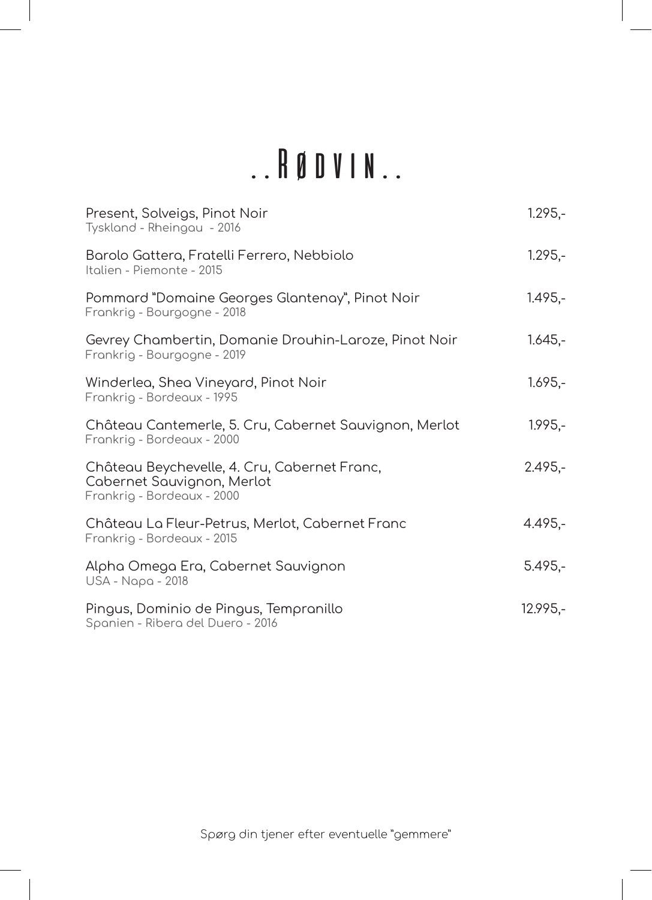# ..Rødvin..

Present, Solveigs, Pinot Noir — 1.295,-
Tyskland - Rheingau - 2016

Barolo Gattera, Fratelli Ferrero, Nebbiolo — 1.295,-
Italien - Piemonte - 2015

Pommard "Domaine Georges Glantenay", Pinot Noir — 1.495,-
Frankrig - Bourgogne - 2018

Gevrey Chambertin, Domanie Drouhin-Laroze, Pinot Noir — 1.645,-
Frankrig - Bourgogne - 2019

Winderlea, Shea Vineyard, Pinot Noir — 1.695,-
Frankrig - Bordeaux - 1995

Château Cantemerle, 5. Cru, Cabernet Sauvignon, Merlot — 1.995,-
Frankrig - Bordeaux - 2000

Château Beychevelle, 4. Cru, Cabernet Franc, Cabernet Sauvignon, Merlot — 2.495,-
Frankrig - Bordeaux - 2000

Château La Fleur-Petrus, Merlot, Cabernet Franc — 4.495,-
Frankrig - Bordeaux - 2015

Alpha Omega Era, Cabernet Sauvignon — 5.495,-
USA - Napa - 2018

Pingus, Dominio de Pingus, Tempranillo — 12.995,-
Spanien - Ribera del Duero - 2016

Spørg din tjener efter eventuelle "gemmere"